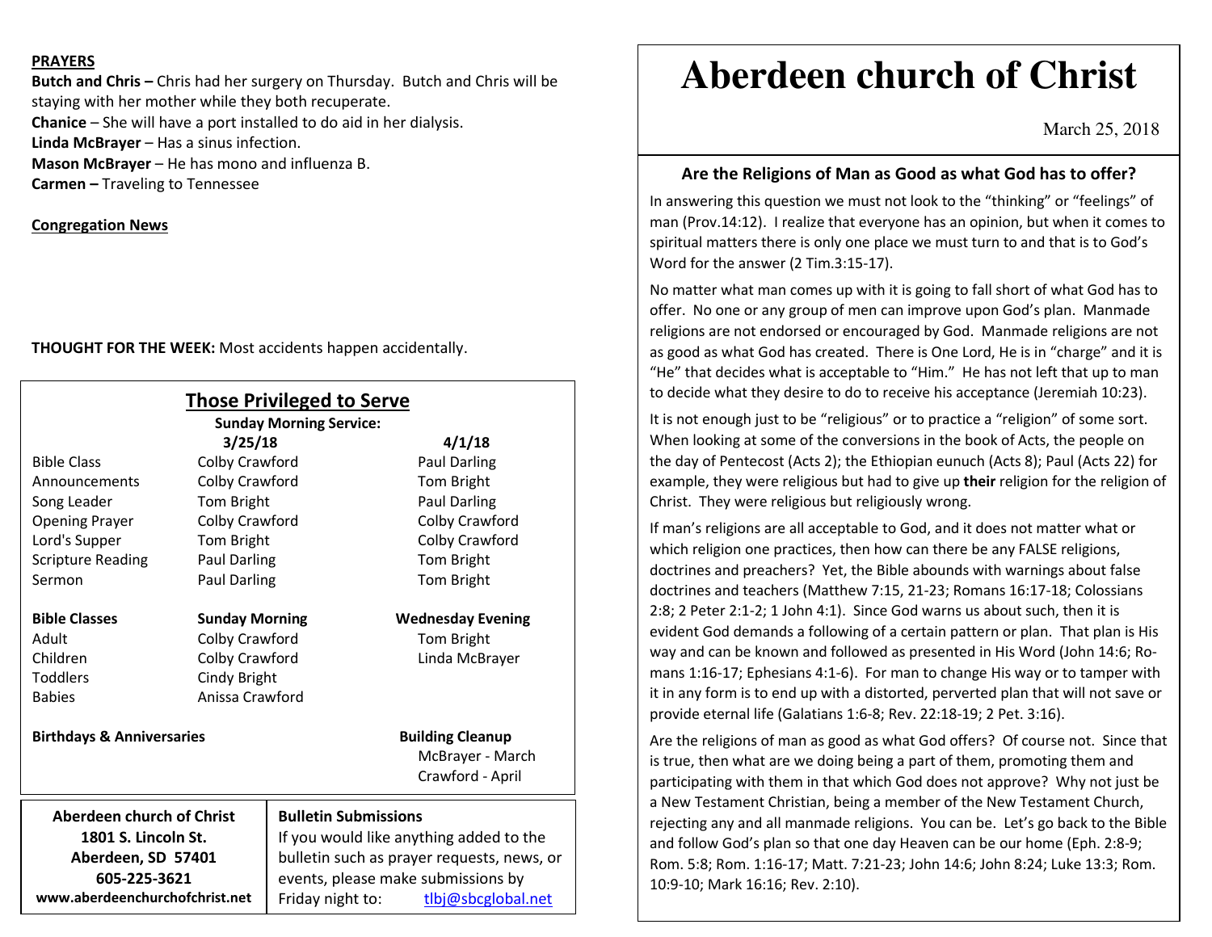**PRAYERS**

**Butch and Chris –** Chris had her surgery on Thursday. Butch and Chris will be staying with her mother while they both recuperate.
**Chanice** – She will have a port installed to do aid in her dialysis.
**Linda McBrayer** – Has a sinus infection.
**Mason McBrayer** – He has mono and influenza B.
**Carmen –** Traveling to Tennessee

**Congregation News**

**THOUGHT FOR THE WEEK:** Most accidents happen accidentally.

## Those Privileged to Serve

**Sunday Morning Service:**

| | 3/25/18 | 4/1/18 |
|---|---|---|
| Bible Class | Colby Crawford | Paul Darling |
| Announcements | Colby Crawford | Tom Bright |
| Song Leader | Tom Bright | Paul Darling |
| Opening Prayer | Colby Crawford | Colby Crawford |
| Lord's Supper | Tom Bright | Colby Crawford |
| Scripture Reading | Paul Darling | Tom Bright |
| Sermon | Paul Darling | Tom Bright |

| **Bible Classes** | **Sunday Morning** | **Wednesday Evening** |
|---|---|---|
| Adult | Colby Crawford | Tom Bright |
| Children | Colby Crawford | Linda McBrayer |
| Toddlers | Cindy Bright | |
| Babies | Anissa Crawford | |

**Birthdays & Anniversaries**

**Building Cleanup**
McBrayer - March
Crawford - April

**Aberdeen church of Christ**
**1801 S. Lincoln St.**
**Aberdeen, SD 57401**
**605-225-3621**
**www.aberdeenchurchofchrist.net**

**Bulletin Submissions**
If you would like anything added to the bulletin such as prayer requests, news, or events, please make submissions by Friday night to: tlbj@sbcglobal.net

# Aberdeen church of Christ

March 25, 2018

### Are the Religions of Man as Good as what God has to offer?

In answering this question we must not look to the "thinking" or "feelings" of man (Prov.14:12). I realize that everyone has an opinion, but when it comes to spiritual matters there is only one place we must turn to and that is to God's Word for the answer (2 Tim.3:15-17).

No matter what man comes up with it is going to fall short of what God has to offer. No one or any group of men can improve upon God's plan. Manmade religions are not endorsed or encouraged by God. Manmade religions are not as good as what God has created. There is One Lord, He is in "charge" and it is "He" that decides what is acceptable to "Him." He has not left that up to man to decide what they desire to do to receive his acceptance (Jeremiah 10:23).

It is not enough just to be "religious" or to practice a "religion" of some sort. When looking at some of the conversions in the book of Acts, the people on the day of Pentecost (Acts 2); the Ethiopian eunuch (Acts 8); Paul (Acts 22) for example, they were religious but had to give up **their** religion for the religion of Christ. They were religious but religiously wrong.

If man's religions are all acceptable to God, and it does not matter what or which religion one practices, then how can there be any FALSE religions, doctrines and preachers? Yet, the Bible abounds with warnings about false doctrines and teachers (Matthew 7:15, 21-23; Romans 16:17-18; Colossians 2:8; 2 Peter 2:1-2; 1 John 4:1). Since God warns us about such, then it is evident God demands a following of a certain pattern or plan. That plan is His way and can be known and followed as presented in His Word (John 14:6; Romans 1:16-17; Ephesians 4:1-6). For man to change His way or to tamper with it in any form is to end up with a distorted, perverted plan that will not save or provide eternal life (Galatians 1:6-8; Rev. 22:18-19; 2 Pet. 3:16).

Are the religions of man as good as what God offers? Of course not. Since that is true, then what are we doing being a part of them, promoting them and participating with them in that which God does not approve? Why not just be a New Testament Christian, being a member of the New Testament Church, rejecting any and all manmade religions. You can be. Let's go back to the Bible and follow God's plan so that one day Heaven can be our home (Eph. 2:8-9; Rom. 5:8; Rom. 1:16-17; Matt. 7:21-23; John 14:6; John 8:24; Luke 13:3; Rom. 10:9-10; Mark 16:16; Rev. 2:10).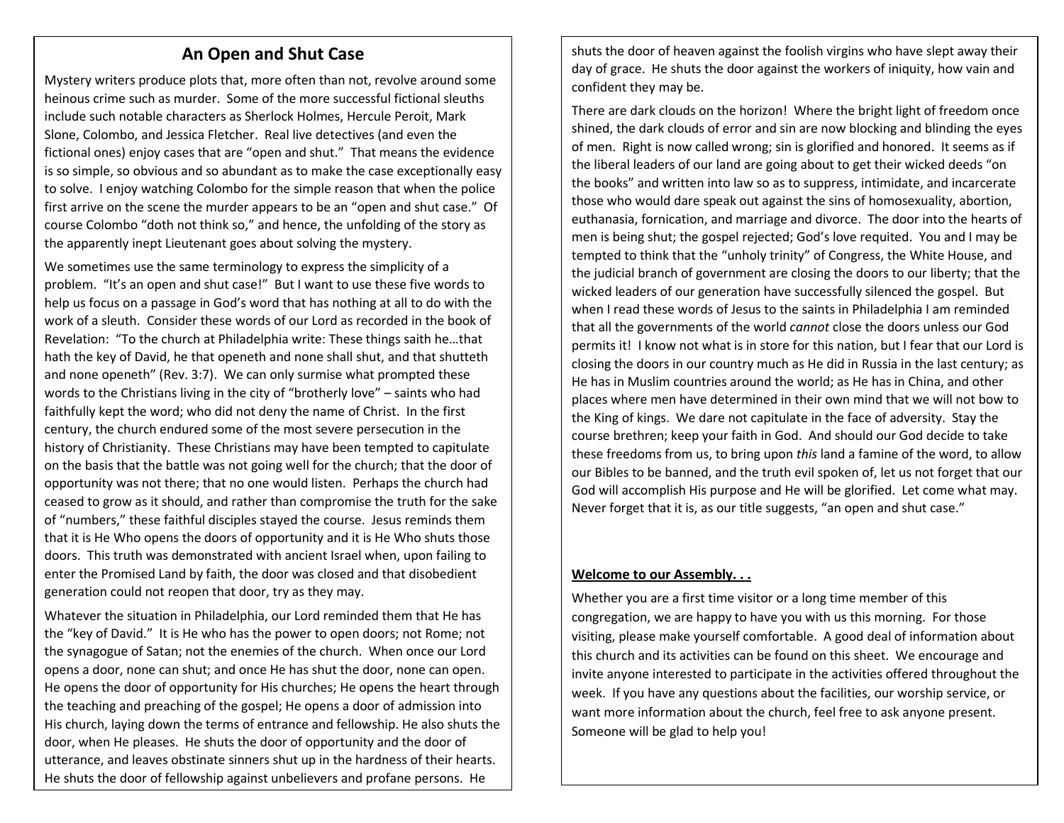## An Open and Shut Case

Mystery writers produce plots that, more often than not, revolve around some heinous crime such as murder. Some of the more successful fictional sleuths include such notable characters as Sherlock Holmes, Hercule Peroit, Mark Slone, Colombo, and Jessica Fletcher. Real live detectives (and even the fictional ones) enjoy cases that are "open and shut." That means the evidence is so simple, so obvious and so abundant as to make the case exceptionally easy to solve. I enjoy watching Colombo for the simple reason that when the police first arrive on the scene the murder appears to be an "open and shut case." Of course Colombo "doth not think so," and hence, the unfolding of the story as the apparently inept Lieutenant goes about solving the mystery.

We sometimes use the same terminology to express the simplicity of a problem. "It's an open and shut case!" But I want to use these five words to help us focus on a passage in God's word that has nothing at all to do with the work of a sleuth. Consider these words of our Lord as recorded in the book of Revelation: "To the church at Philadelphia write: These things saith he…that hath the key of David, he that openeth and none shall shut, and that shutteth and none openeth" (Rev. 3:7). We can only surmise what prompted these words to the Christians living in the city of "brotherly love" – saints who had faithfully kept the word; who did not deny the name of Christ. In the first century, the church endured some of the most severe persecution in the history of Christianity. These Christians may have been tempted to capitulate on the basis that the battle was not going well for the church; that the door of opportunity was not there; that no one would listen. Perhaps the church had ceased to grow as it should, and rather than compromise the truth for the sake of "numbers," these faithful disciples stayed the course. Jesus reminds them that it is He Who opens the doors of opportunity and it is He Who shuts those doors. This truth was demonstrated with ancient Israel when, upon failing to enter the Promised Land by faith, the door was closed and that disobedient generation could not reopen that door, try as they may.

Whatever the situation in Philadelphia, our Lord reminded them that He has the "key of David." It is He who has the power to open doors; not Rome; not the synagogue of Satan; not the enemies of the church. When once our Lord opens a door, none can shut; and once He has shut the door, none can open. He opens the door of opportunity for His churches; He opens the heart through the teaching and preaching of the gospel; He opens a door of admission into His church, laying down the terms of entrance and fellowship. He also shuts the door, when He pleases. He shuts the door of opportunity and the door of utterance, and leaves obstinate sinners shut up in the hardness of their hearts. He shuts the door of fellowship against unbelievers and profane persons. He shuts the door of heaven against the foolish virgins who have slept away their day of grace. He shuts the door against the workers of iniquity, how vain and confident they may be.

There are dark clouds on the horizon! Where the bright light of freedom once shined, the dark clouds of error and sin are now blocking and blinding the eyes of men. Right is now called wrong; sin is glorified and honored. It seems as if the liberal leaders of our land are going about to get their wicked deeds "on the books" and written into law so as to suppress, intimidate, and incarcerate those who would dare speak out against the sins of homosexuality, abortion, euthanasia, fornication, and marriage and divorce. The door into the hearts of men is being shut; the gospel rejected; God's love requited. You and I may be tempted to think that the "unholy trinity" of Congress, the White House, and the judicial branch of government are closing the doors to our liberty; that the wicked leaders of our generation have successfully silenced the gospel. But when I read these words of Jesus to the saints in Philadelphia I am reminded that all the governments of the world *cannot* close the doors unless our God permits it! I know not what is in store for this nation, but I fear that our Lord is closing the doors in our country much as He did in Russia in the last century; as He has in Muslim countries around the world; as He has in China, and other places where men have determined in their own mind that we will not bow to the King of kings. We dare not capitulate in the face of adversity. Stay the course brethren; keep your faith in God. And should our God decide to take these freedoms from us, to bring upon *this* land a famine of the word, to allow our Bibles to be banned, and the truth evil spoken of, let us not forget that our God will accomplish His purpose and He will be glorified. Let come what may. Never forget that it is, as our title suggests, "an open and shut case."

**Welcome to our Assembly. . .**

Whether you are a first time visitor or a long time member of this congregation, we are happy to have you with us this morning. For those visiting, please make yourself comfortable. A good deal of information about this church and its activities can be found on this sheet. We encourage and invite anyone interested to participate in the activities offered throughout the week. If you have any questions about the facilities, our worship service, or want more information about the church, feel free to ask anyone present. Someone will be glad to help you!